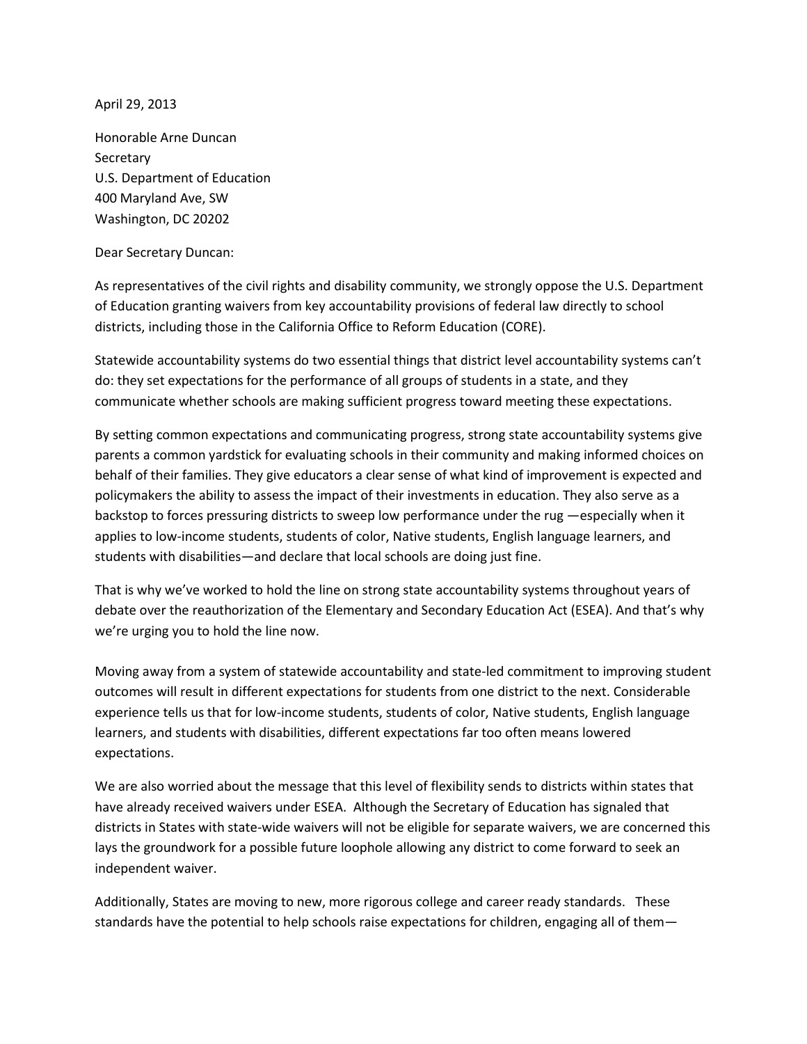April 29, 2013

Honorable Arne Duncan
Secretary
U.S. Department of Education
400 Maryland Ave, SW
Washington, DC 20202

Dear Secretary Duncan:

As representatives of the civil rights and disability community, we strongly oppose the U.S. Department of Education granting waivers from key accountability provisions of federal law directly to school districts, including those in the California Office to Reform Education (CORE).

Statewide accountability systems do two essential things that district level accountability systems can't do: they set expectations for the performance of all groups of students in a state, and they communicate whether schools are making sufficient progress toward meeting these expectations.

By setting common expectations and communicating progress, strong state accountability systems give parents a common yardstick for evaluating schools in their community and making informed choices on behalf of their families. They give educators a clear sense of what kind of improvement is expected and policymakers the ability to assess the impact of their investments in education. They also serve as a backstop to forces pressuring districts to sweep low performance under the rug —especially when it applies to low-income students, students of color, Native students, English language learners, and students with disabilities—and declare that local schools are doing just fine.

That is why we've worked to hold the line on strong state accountability systems throughout years of debate over the reauthorization of the Elementary and Secondary Education Act (ESEA). And that's why we're urging you to hold the line now.

Moving away from a system of statewide accountability and state-led commitment to improving student outcomes will result in different expectations for students from one district to the next. Considerable experience tells us that for low-income students, students of color, Native students, English language learners, and students with disabilities, different expectations far too often means lowered expectations.

We are also worried about the message that this level of flexibility sends to districts within states that have already received waivers under ESEA. Although the Secretary of Education has signaled that districts in States with state-wide waivers will not be eligible for separate waivers, we are concerned this lays the groundwork for a possible future loophole allowing any district to come forward to seek an independent waiver.

Additionally, States are moving to new, more rigorous college and career ready standards. These standards have the potential to help schools raise expectations for children, engaging all of them—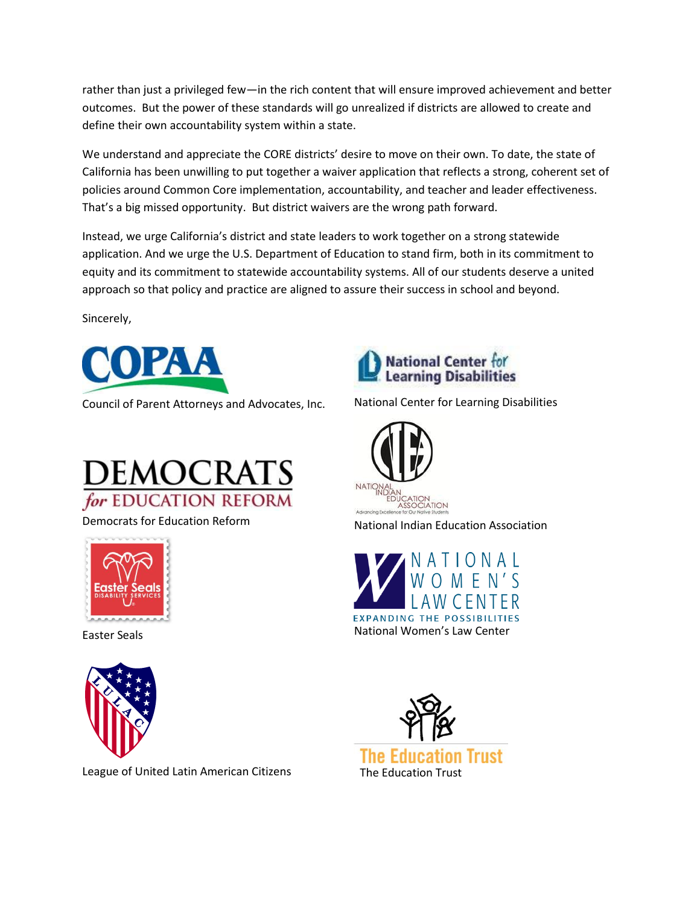rather than just a privileged few—in the rich content that will ensure improved achievement and better outcomes. But the power of these standards will go unrealized if districts are allowed to create and define their own accountability system within a state.

We understand and appreciate the CORE districts' desire to move on their own. To date, the state of California has been unwilling to put together a waiver application that reflects a strong, coherent set of policies around Common Core implementation, accountability, and teacher and leader effectiveness. That's a big missed opportunity. But district waivers are the wrong path forward.

Instead, we urge California's district and state leaders to work together on a strong statewide application. And we urge the U.S. Department of Education to stand firm, both in its commitment to equity and its commitment to statewide accountability systems. All of our students deserve a united approach so that policy and practice are aligned to assure their success in school and beyond.

Sincerely,

Council of Parent Attorneys and Advocates, Inc.

National Center for Learning Disabilities

Democrats for Education Reform

National Indian Education Association

Easter Seals

National Women's Law Center

League of United Latin American Citizens

The Education Trust